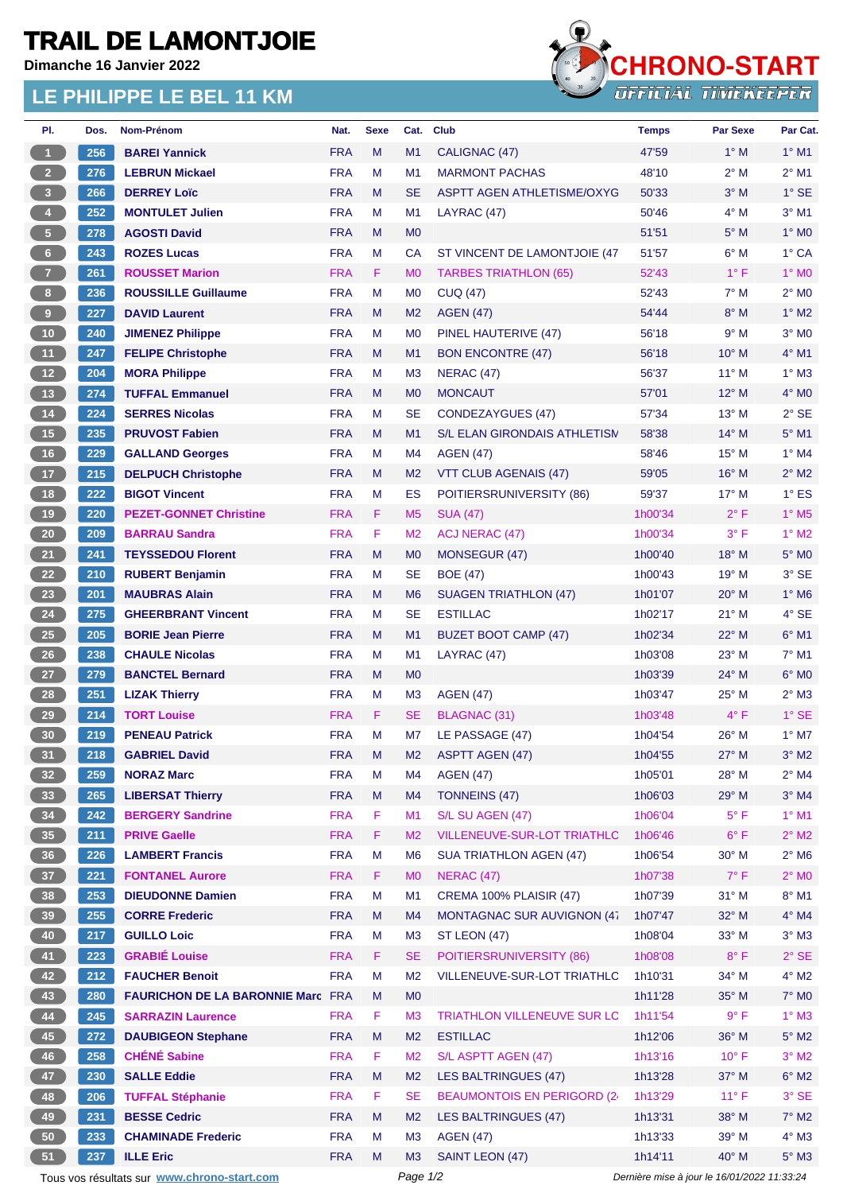# TRAIL DE LAMONTJOIE

**Dimanche 16 Janvier 2022**

## LE PHILIPPE LE BEL 11 KM

CHRONO-START
OFFICIAL TIMEKEEPER

| Pl. | Dos. | Nom-Prénom | Nat. | Sexe | Cat. | Club | Temps | Par Sexe | Par Cat. |
|---|---|---|---|---|---|---|---|---|---|
| 1 | 256 | BAREI Yannick | FRA | M | M1 | CALIGNAC (47) | 47'59 | 1° M | 1° M1 |
| 2 | 276 | LEBRUN Mickael | FRA | M | M1 | MARMONT PACHAS | 48'10 | 2° M | 2° M1 |
| 3 | 266 | DERREY Loïc | FRA | M | SE | ASPTT AGEN ATHLETISME/OXYG | 50'33 | 3° M | 1° SE |
| 4 | 252 | MONTULET Julien | FRA | M | M1 | LAYRAC (47) | 50'46 | 4° M | 3° M1 |
| 5 | 278 | AGOSTI David | FRA | M | M0 | | 51'51 | 5° M | 1° M0 |
| 6 | 243 | ROZES Lucas | FRA | M | CA | ST VINCENT DE LAMONTJOIE (47 | 51'57 | 6° M | 1° CA |
| 7 | 261 | ROUSSET Marion | FRA | F | M0 | TARBES TRIATHLON (65) | 52'43 | 1° F | 1° M0 |
| 8 | 236 | ROUSSILLE Guillaume | FRA | M | M0 | CUQ (47) | 52'43 | 7° M | 2° M0 |
| 9 | 227 | DAVID Laurent | FRA | M | M2 | AGEN (47) | 54'44 | 8° M | 1° M2 |
| 10 | 240 | JIMENEZ Philippe | FRA | M | M0 | PINEL HAUTERIVE (47) | 56'18 | 9° M | 3° M0 |
| 11 | 247 | FELIPE Christophe | FRA | M | M1 | BON ENCONTRE (47) | 56'18 | 10° M | 4° M1 |
| 12 | 204 | MORA Philippe | FRA | M | M3 | NERAC (47) | 56'37 | 11° M | 1° M3 |
| 13 | 274 | TUFFAL Emmanuel | FRA | M | M0 | MONCAUT | 57'01 | 12° M | 4° M0 |
| 14 | 224 | SERRES Nicolas | FRA | M | SE | CONDEZAYGUES (47) | 57'34 | 13° M | 2° SE |
| 15 | 235 | PRUVOST Fabien | FRA | M | M1 | S/L ELAN GIRONDAIS ATHLETISM | 58'38 | 14° M | 5° M1 |
| 16 | 229 | GALLAND Georges | FRA | M | M4 | AGEN (47) | 58'46 | 15° M | 1° M4 |
| 17 | 215 | DELPUCH Christophe | FRA | M | M2 | VTT CLUB AGENAIS (47) | 59'05 | 16° M | 2° M2 |
| 18 | 222 | BIGOT Vincent | FRA | M | ES | POITIERSRUNIVERSITY (86) | 59'37 | 17° M | 1° ES |
| 19 | 220 | PEZET-GONNET Christine | FRA | F | M5 | SUA (47) | 1h00'34 | 2° F | 1° M5 |
| 20 | 209 | BARRAU Sandra | FRA | F | M2 | ACJ NERAC (47) | 1h00'34 | 3° F | 1° M2 |
| 21 | 241 | TEYSSEDOU Florent | FRA | M | M0 | MONSEGUR (47) | 1h00'40 | 18° M | 5° M0 |
| 22 | 210 | RUBERT Benjamin | FRA | M | SE | BOE (47) | 1h00'43 | 19° M | 3° SE |
| 23 | 201 | MAUBRAS Alain | FRA | M | M6 | SUAGEN TRIATHLON (47) | 1h01'07 | 20° M | 1° M6 |
| 24 | 275 | GHEERBRANT Vincent | FRA | M | SE | ESTILLAC | 1h02'17 | 21° M | 4° SE |
| 25 | 205 | BORIE Jean Pierre | FRA | M | M1 | BUZET BOOT CAMP (47) | 1h02'34 | 22° M | 6° M1 |
| 26 | 238 | CHAULE Nicolas | FRA | M | M1 | LAYRAC (47) | 1h03'08 | 23° M | 7° M1 |
| 27 | 279 | BANCTEL Bernard | FRA | M | M0 | | 1h03'39 | 24° M | 6° M0 |
| 28 | 251 | LIZAK Thierry | FRA | M | M3 | AGEN (47) | 1h03'47 | 25° M | 2° M3 |
| 29 | 214 | TORT Louise | FRA | F | SE | BLAGNAC (31) | 1h03'48 | 4° F | 1° SE |
| 30 | 219 | PENEAU Patrick | FRA | M | M7 | LE PASSAGE (47) | 1h04'54 | 26° M | 1° M7 |
| 31 | 218 | GABRIEL David | FRA | M | M2 | ASPTT AGEN (47) | 1h04'55 | 27° M | 3° M2 |
| 32 | 259 | NORAZ Marc | FRA | M | M4 | AGEN (47) | 1h05'01 | 28° M | 2° M4 |
| 33 | 265 | LIBERSAT Thierry | FRA | M | M4 | TONNEINS (47) | 1h06'03 | 29° M | 3° M4 |
| 34 | 242 | BERGERY Sandrine | FRA | F | M1 | S/L SU AGEN (47) | 1h06'04 | 5° F | 1° M1 |
| 35 | 211 | PRIVE Gaelle | FRA | F | M2 | VILLENEUVE-SUR-LOT TRIATHLC | 1h06'46 | 6° F | 2° M2 |
| 36 | 226 | LAMBERT Francis | FRA | M | M6 | SUA TRIATHLON AGEN (47) | 1h06'54 | 30° M | 2° M6 |
| 37 | 221 | FONTANEL Aurore | FRA | F | M0 | NERAC (47) | 1h07'38 | 7° F | 2° M0 |
| 38 | 253 | DIEUDONNE Damien | FRA | M | M1 | CREMA 100% PLAISIR (47) | 1h07'39 | 31° M | 8° M1 |
| 39 | 255 | CORRE Frederic | FRA | M | M4 | MONTAGNAC SUR AUVIGNON (47 | 1h07'47 | 32° M | 4° M4 |
| 40 | 217 | GUILLO Loic | FRA | M | M3 | ST LEON (47) | 1h08'04 | 33° M | 3° M3 |
| 41 | 223 | GRABIÉ Louise | FRA | F | SE | POITIERSRUNIVERSITY (86) | 1h08'08 | 8° F | 2° SE |
| 42 | 212 | FAUCHER Benoit | FRA | M | M2 | VILLENEUVE-SUR-LOT TRIATHLC | 1h10'31 | 34° M | 4° M2 |
| 43 | 280 | FAURICHON DE LA BARONNIE Marc | FRA | M | M0 | | 1h11'28 | 35° M | 7° M0 |
| 44 | 245 | SARRAZIN Laurence | FRA | F | M3 | TRIATHLON VILLENEUVE SUR LC | 1h11'54 | 9° F | 1° M3 |
| 45 | 272 | DAUBIGEON Stephane | FRA | M | M2 | ESTILLAC | 1h12'06 | 36° M | 5° M2 |
| 46 | 258 | CHÉNÉ Sabine | FRA | F | M2 | S/L ASPTT AGEN (47) | 1h13'16 | 10° F | 3° M2 |
| 47 | 230 | SALLE Eddie | FRA | M | M2 | LES BALTRINGUES (47) | 1h13'28 | 37° M | 6° M2 |
| 48 | 206 | TUFFAL Stéphanie | FRA | F | SE | BEAUMONTOIS EN PERIGORD (2 | 1h13'29 | 11° F | 3° SE |
| 49 | 231 | BESSE Cedric | FRA | M | M2 | LES BALTRINGUES (47) | 1h13'31 | 38° M | 7° M2 |
| 50 | 233 | CHAMINADE Frederic | FRA | M | M3 | AGEN (47) | 1h13'33 | 39° M | 4° M3 |
| 51 | 237 | ILLE Eric | FRA | M | M3 | SAINT LEON (47) | 1h14'11 | 40° M | 5° M3 |

Tous vos résultats sur www.chrono-start.com

Dernière mise à jour le 16/01/2022 11:33:24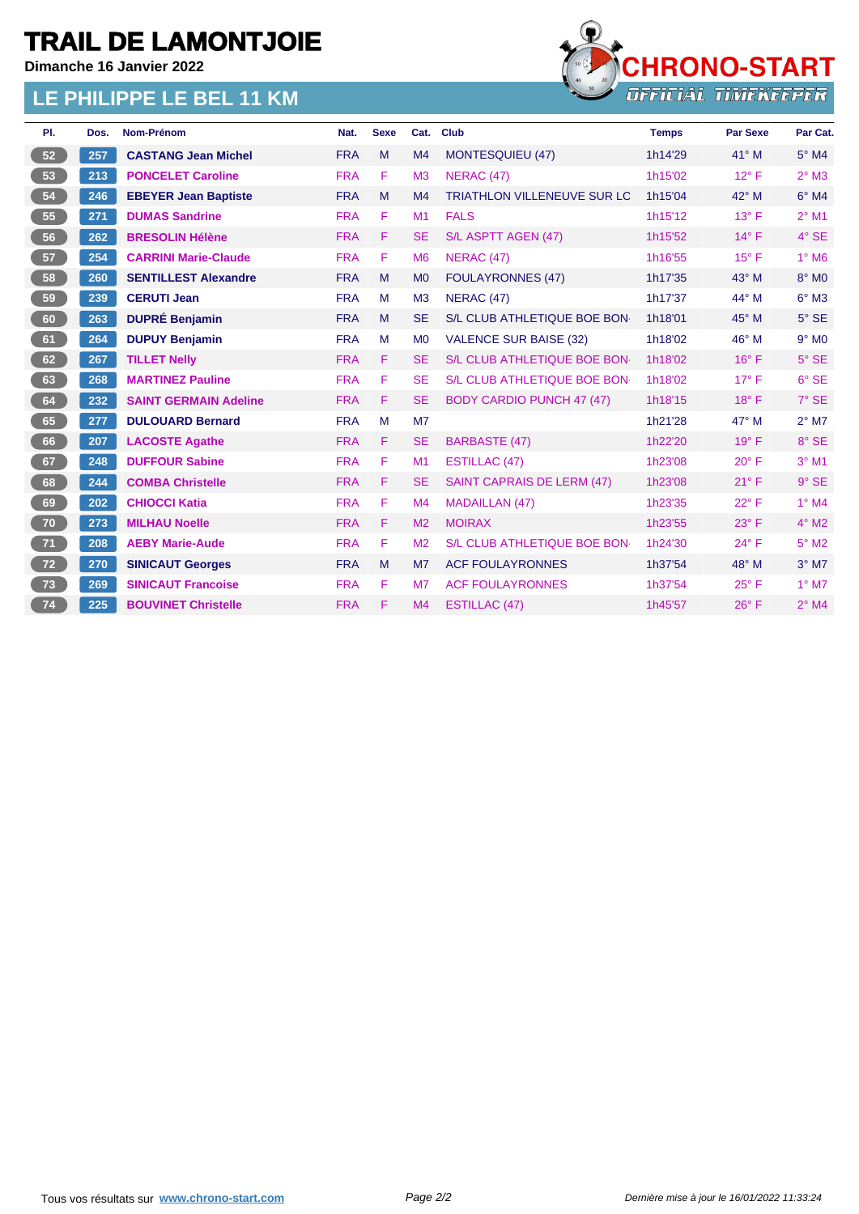# TRAIL DE LAMONTJOIE

**Dimanche 16 Janvier 2022**

## LE PHILIPPE LE BEL 11 KM

CHRONO-START OFFICIAL TIMEKEEPER

| Pl. | Dos. | Nom-Prénom | Nat. | Sexe | Cat. | Club | Temps | Par Sexe | Par Cat. |
|---|---|---|---|---|---|---|---|---|---|
| 52 | 257 | **CASTANG Jean Michel** | FRA | M | M4 | MONTESQUIEU (47) | 1h14'29 | 41° M | 5° M4 |
| 53 | 213 | **PONCELET Caroline** | FRA | F | M3 | NERAC (47) | 1h15'02 | 12° F | 2° M3 |
| 54 | 246 | **EBEYER Jean Baptiste** | FRA | M | M4 | TRIATHLON VILLENEUVE SUR LC | 1h15'04 | 42° M | 6° M4 |
| 55 | 271 | **DUMAS Sandrine** | FRA | F | M1 | FALS | 1h15'12 | 13° F | 2° M1 |
| 56 | 262 | **BRESOLIN Hélène** | FRA | F | SE | S/L ASPTT AGEN (47) | 1h15'52 | 14° F | 4° SE |
| 57 | 254 | **CARRINI Marie-Claude** | FRA | F | M6 | NERAC (47) | 1h16'55 | 15° F | 1° M6 |
| 58 | 260 | **SENTILLEST Alexandre** | FRA | M | M0 | FOULAYRONNES (47) | 1h17'35 | 43° M | 8° M0 |
| 59 | 239 | **CERUTI Jean** | FRA | M | M3 | NERAC (47) | 1h17'37 | 44° M | 6° M3 |
| 60 | 263 | **DUPRÉ Benjamin** | FRA | M | SE | S/L CLUB ATHLETIQUE BOE BON | 1h18'01 | 45° M | 5° SE |
| 61 | 264 | **DUPUY Benjamin** | FRA | M | M0 | VALENCE SUR BAISE (32) | 1h18'02 | 46° M | 9° M0 |
| 62 | 267 | **TILLET Nelly** | FRA | F | SE | S/L CLUB ATHLETIQUE BOE BON | 1h18'02 | 16° F | 5° SE |
| 63 | 268 | **MARTINEZ Pauline** | FRA | F | SE | S/L CLUB ATHLETIQUE BOE BON | 1h18'02 | 17° F | 6° SE |
| 64 | 232 | **SAINT GERMAIN Adeline** | FRA | F | SE | BODY CARDIO PUNCH 47 (47) | 1h18'15 | 18° F | 7° SE |
| 65 | 277 | **DULOUARD Bernard** | FRA | M | M7 | | 1h21'28 | 47° M | 2° M7 |
| 66 | 207 | **LACOSTE Agathe** | FRA | F | SE | BARBASTE (47) | 1h22'20 | 19° F | 8° SE |
| 67 | 248 | **DUFFOUR Sabine** | FRA | F | M1 | ESTILLAC (47) | 1h23'08 | 20° F | 3° M1 |
| 68 | 244 | **COMBA Christelle** | FRA | F | SE | SAINT CAPRAIS DE LERM (47) | 1h23'08 | 21° F | 9° SE |
| 69 | 202 | **CHIOCCI Katia** | FRA | F | M4 | MADAILLAN (47) | 1h23'35 | 22° F | 1° M4 |
| 70 | 273 | **MILHAU Noelle** | FRA | F | M2 | MOIRAX | 1h23'55 | 23° F | 4° M2 |
| 71 | 208 | **AEBY Marie-Aude** | FRA | F | M2 | S/L CLUB ATHLETIQUE BOE BON | 1h24'30 | 24° F | 5° M2 |
| 72 | 270 | **SINICAUT Georges** | FRA | M | M7 | ACF FOULAYRONNES | 1h37'54 | 48° M | 3° M7 |
| 73 | 269 | **SINICAUT Francoise** | FRA | F | M7 | ACF FOULAYRONNES | 1h37'54 | 25° F | 1° M7 |
| 74 | 225 | **BOUVINET Christelle** | FRA | F | M4 | ESTILLAC (47) | 1h45'57 | 26° F | 2° M4 |

Tous vos résultats sur **www.chrono-start.com**

*Dernière mise à jour le 16/01/2022 11:33:24*